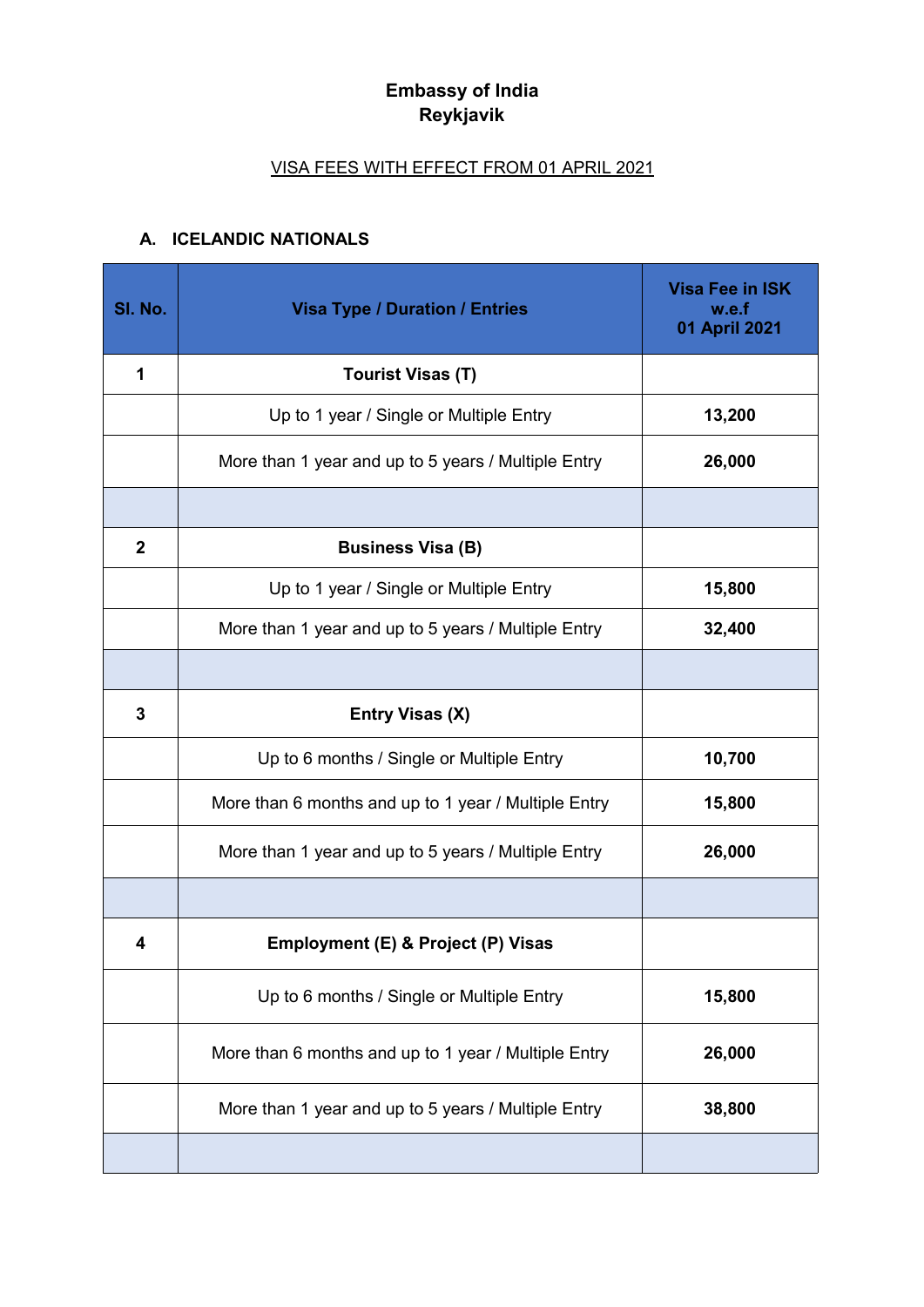**Embassy of India**
**Reykjavik**

VISA FEES WITH EFFECT FROM 01 APRIL 2021

## A. ICELANDIC NATIONALS

| Sl. No. | Visa Type / Duration / Entries | Visa Fee in ISK w.e.f 01 April 2021 |
|---|---|---|
| 1 | **Tourist Visas (T)** | |
| | Up to 1 year / Single or Multiple Entry | **13,200** |
| | More than 1 year and up to 5 years / Multiple Entry | **26,000** |
| | | |
| 2 | **Business Visa (B)** | |
| | Up to 1 year / Single or Multiple Entry | **15,800** |
| | More than 1 year and up to 5 years / Multiple Entry | **32,400** |
| | | |
| 3 | **Entry Visas (X)** | |
| | Up to 6 months / Single or Multiple Entry | **10,700** |
| | More than 6 months and up to 1 year / Multiple Entry | **15,800** |
| | More than 1 year and up to 5 years / Multiple Entry | **26,000** |
| | | |
| 4 | **Employment (E) & Project (P) Visas** | |
| | Up to 6 months / Single or Multiple Entry | **15,800** |
| | More than 6 months and up to 1 year / Multiple Entry | **26,000** |
| | More than 1 year and up to 5 years / Multiple Entry | **38,800** |
| | | |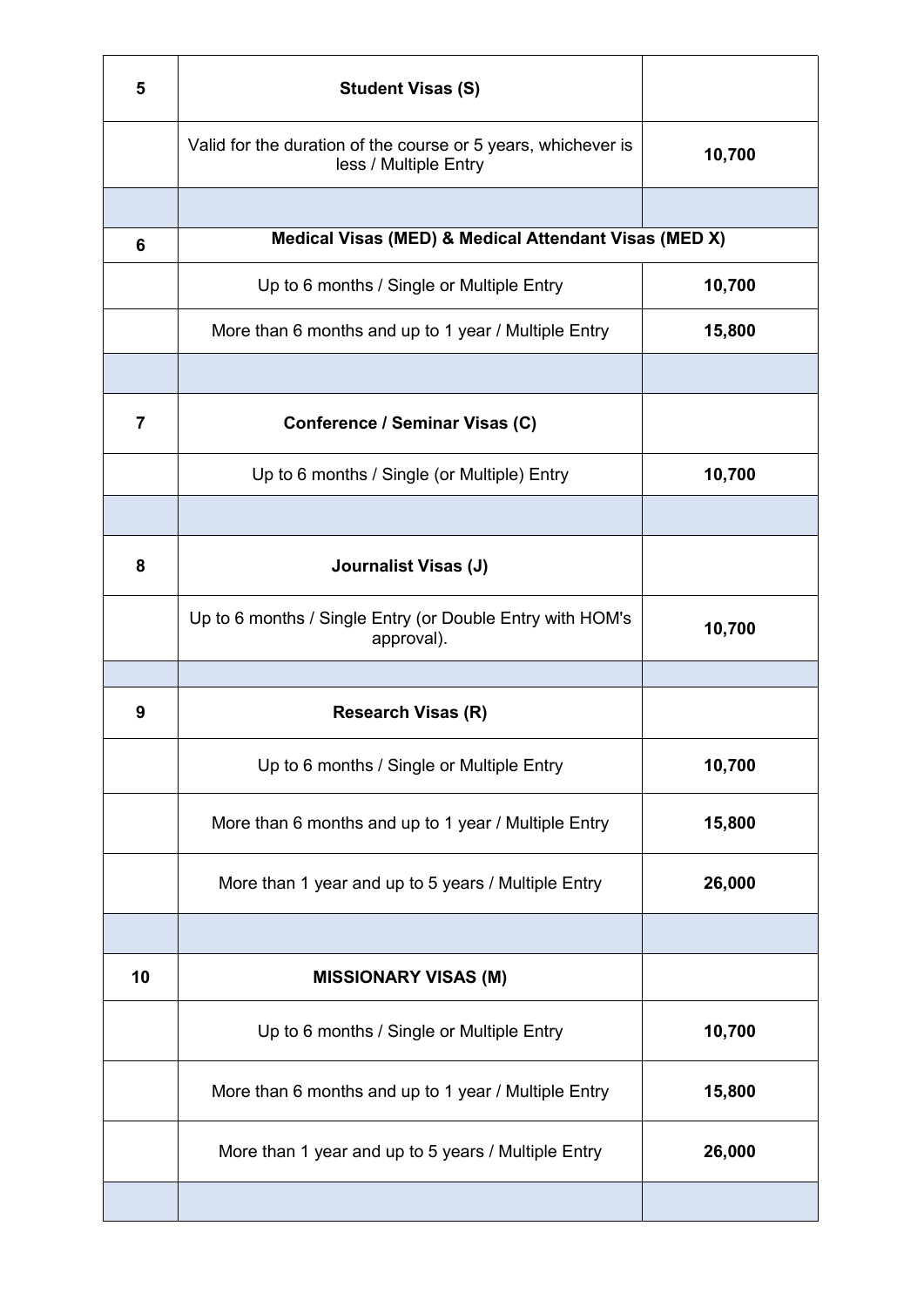| | | |
|---|---|---|
| **5** | **Student Visas (S)** | |
| | Valid for the duration of the course or 5 years, whichever is less / Multiple Entry | **10,700** |
| | | |
| **6** | **Medical Visas (MED) & Medical Attendant Visas (MED X)** | |
| | Up to 6 months / Single or Multiple Entry | **10,700** |
| | More than 6 months and up to 1 year / Multiple Entry | **15,800** |
| | | |
| **7** | **Conference / Seminar Visas (C)** | |
| | Up to 6 months / Single (or Multiple) Entry | **10,700** |
| | | |
| **8** | **Journalist Visas (J)** | |
| | Up to 6 months / Single Entry (or Double Entry with HOM's approval). | **10,700** |
| | | |
| **9** | **Research Visas (R)** | |
| | Up to 6 months / Single or Multiple Entry | **10,700** |
| | More than 6 months and up to 1 year / Multiple Entry | **15,800** |
| | More than 1 year and up to 5 years / Multiple Entry | **26,000** |
| | | |
| **10** | **MISSIONARY VISAS (M)** | |
| | Up to 6 months / Single or Multiple Entry | **10,700** |
| | More than 6 months and up to 1 year / Multiple Entry | **15,800** |
| | More than 1 year and up to 5 years / Multiple Entry | **26,000** |
| | | |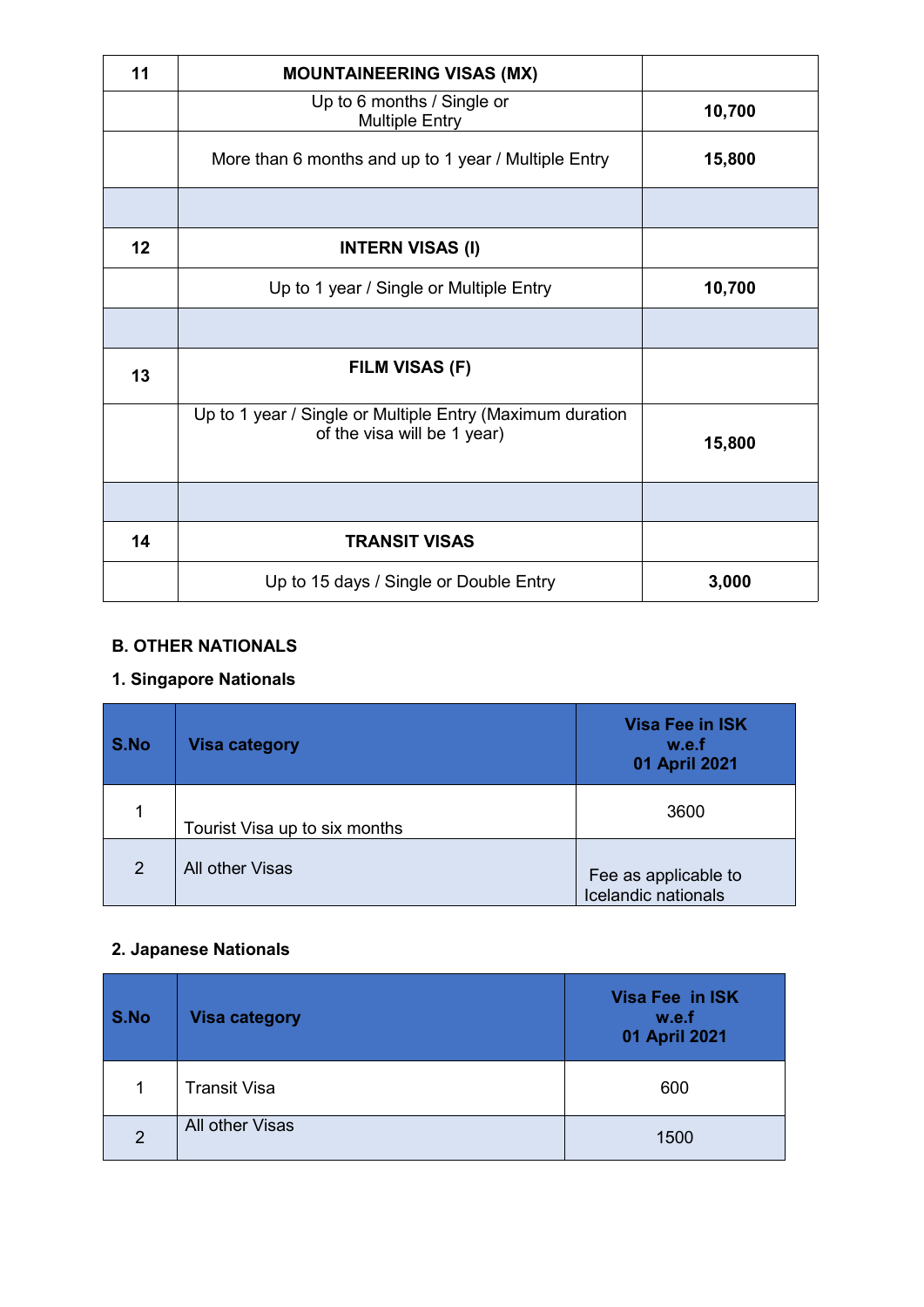| | | |
|---|---|---|
| **11** | **MOUNTAINEERING VISAS (MX)** | |
| | Up to 6 months / Single or Multiple Entry | **10,700** |
| | More than 6 months and up to 1 year / Multiple Entry | **15,800** |
| | | |
| **12** | **INTERN VISAS (I)** | |
| | Up to 1 year / Single or Multiple Entry | **10,700** |
| | | |
| **13** | **FILM VISAS (F)** | |
| | Up to 1 year / Single or Multiple Entry (Maximum duration of the visa will be 1 year) | **15,800** |
| | | |
| **14** | **TRANSIT VISAS** | |
| | Up to 15 days / Single or Double Entry | **3,000** |

## B. OTHER NATIONALS

### 1. Singapore Nationals

| S.No | Visa category | Visa Fee in ISK w.e.f 01 April 2021 |
|---|---|---|
| 1 | Tourist Visa up to six months | 3600 |
| 2 | All other Visas | Fee as applicable to Icelandic nationals |

### 2. Japanese Nationals

| S.No | Visa category | Visa Fee in ISK w.e.f 01 April 2021 |
|---|---|---|
| 1 | Transit Visa | 600 |
| 2 | All other Visas | 1500 |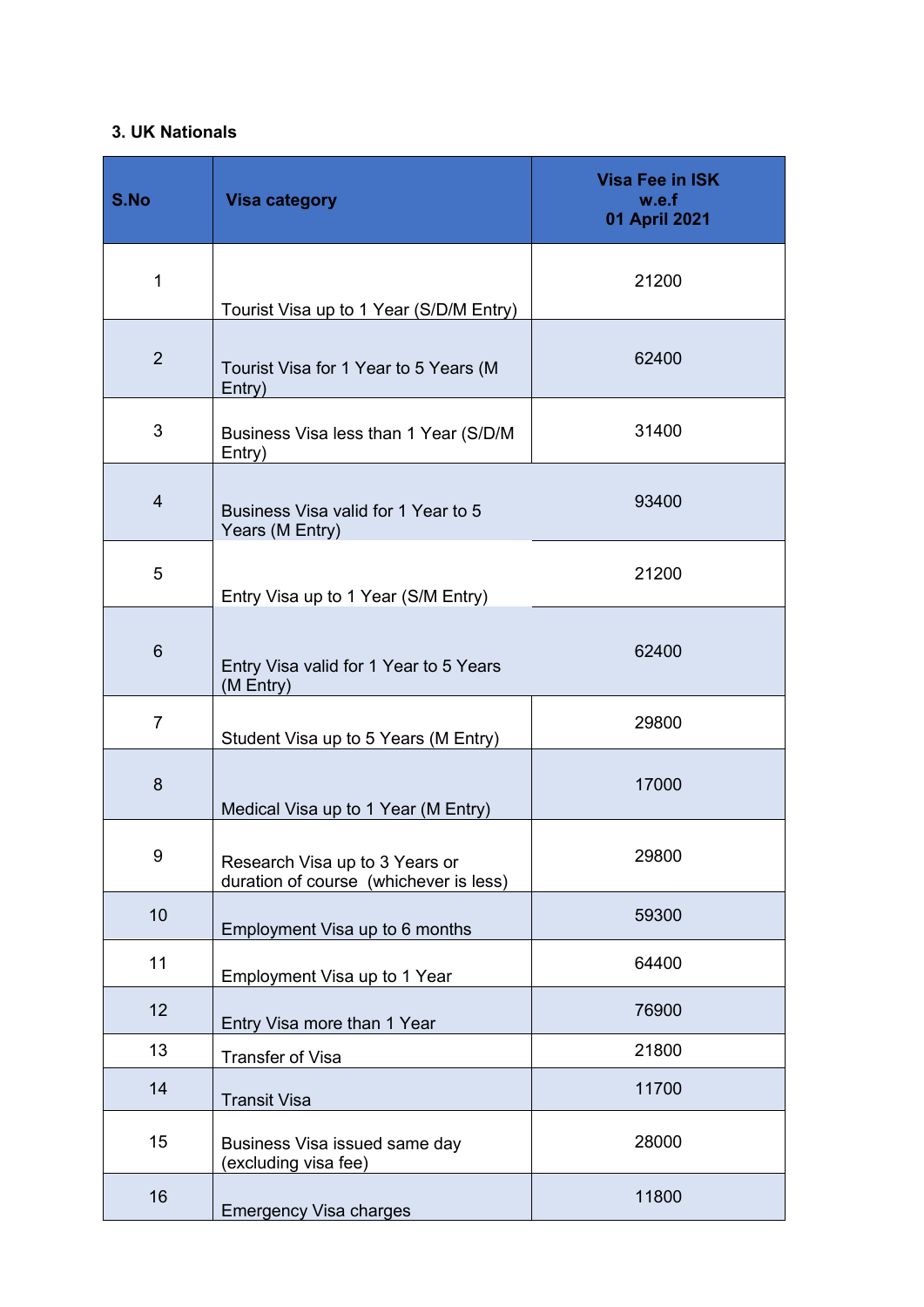### 3. UK Nationals

| S.No | Visa category | Visa Fee in ISK w.e.f 01 April 2021 |
|---|---|---|
| 1 | Tourist Visa up to 1 Year (S/D/M Entry) | 21200 |
| 2 | Tourist Visa for 1 Year to 5 Years (M Entry) | 62400 |
| 3 | Business Visa less than 1 Year (S/D/M Entry) | 31400 |
| 4 | Business Visa valid for 1 Year to 5 Years (M Entry) | 93400 |
| 5 | Entry Visa up to 1 Year (S/M Entry) | 21200 |
| 6 | Entry Visa valid for 1 Year to 5 Years (M Entry) | 62400 |
| 7 | Student Visa up to 5 Years (M Entry) | 29800 |
| 8 | Medical Visa up to 1 Year (M Entry) | 17000 |
| 9 | Research Visa up to 3 Years or duration of course (whichever is less) | 29800 |
| 10 | Employment Visa up to 6 months | 59300 |
| 11 | Employment Visa up to 1 Year | 64400 |
| 12 | Entry Visa more than 1 Year | 76900 |
| 13 | Transfer of Visa | 21800 |
| 14 | Transit Visa | 11700 |
| 15 | Business Visa issued same day (excluding visa fee) | 28000 |
| 16 | Emergency Visa charges | 11800 |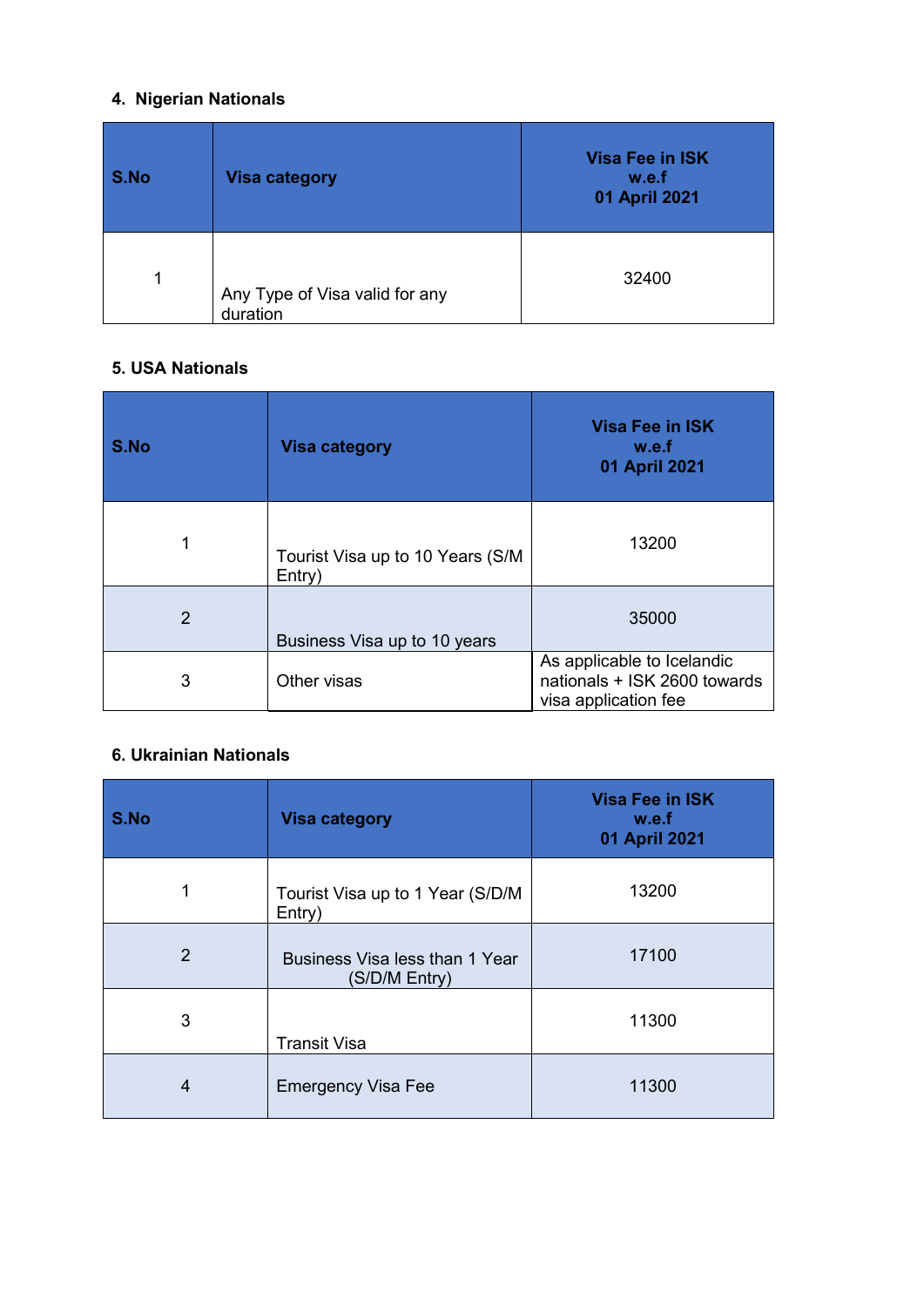### 4. Nigerian Nationals

| S.No | Visa category | Visa Fee in ISK w.e.f 01 April 2021 |
|---|---|---|
| 1 | Any Type of Visa valid for any duration | 32400 |

### 5. USA Nationals

| S.No | Visa category | Visa Fee in ISK w.e.f 01 April 2021 |
|---|---|---|
| 1 | Tourist Visa up to 10 Years (S/M Entry) | 13200 |
| 2 | Business Visa up to 10 years | 35000 |
| 3 | Other visas | As applicable to Icelandic nationals + ISK 2600 towards visa application fee |

### 6. Ukrainian Nationals

| S.No | Visa category | Visa Fee in ISK w.e.f 01 April 2021 |
|---|---|---|
| 1 | Tourist Visa up to 1 Year (S/D/M Entry) | 13200 |
| 2 | Business Visa less than 1 Year (S/D/M Entry) | 17100 |
| 3 | Transit Visa | 11300 |
| 4 | Emergency Visa Fee | 11300 |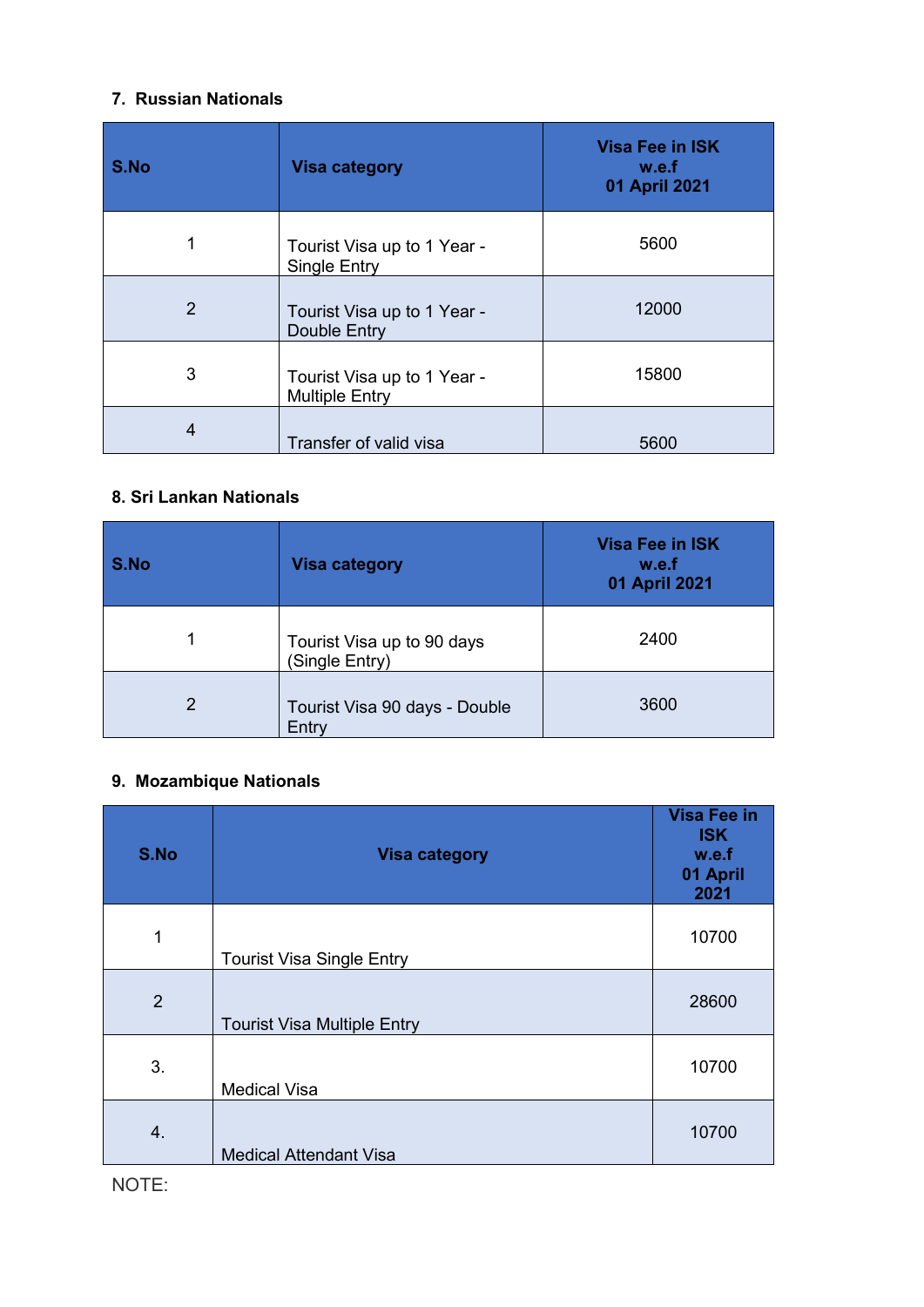**7. Russian Nationals**

| S.No | Visa category | Visa Fee in ISK w.e.f 01 April 2021 |
|---|---|---|
| 1 | Tourist Visa up to 1 Year - Single Entry | 5600 |
| 2 | Tourist Visa up to 1 Year - Double Entry | 12000 |
| 3 | Tourist Visa up to 1 Year - Multiple Entry | 15800 |
| 4 | Transfer of valid visa | 5600 |

**8. Sri Lankan Nationals**

| S.No | Visa category | Visa Fee in ISK w.e.f 01 April 2021 |
|---|---|---|
| 1 | Tourist Visa up to 90 days (Single Entry) | 2400 |
| 2 | Tourist Visa 90 days - Double Entry | 3600 |

**9. Mozambique Nationals**

| S.No | Visa category | Visa Fee in ISK w.e.f 01 April 2021 |
|---|---|---|
| 1 | Tourist Visa Single Entry | 10700 |
| 2 | Tourist Visa Multiple Entry | 28600 |
| 3. | Medical Visa | 10700 |
| 4. | Medical Attendant Visa | 10700 |

NOTE: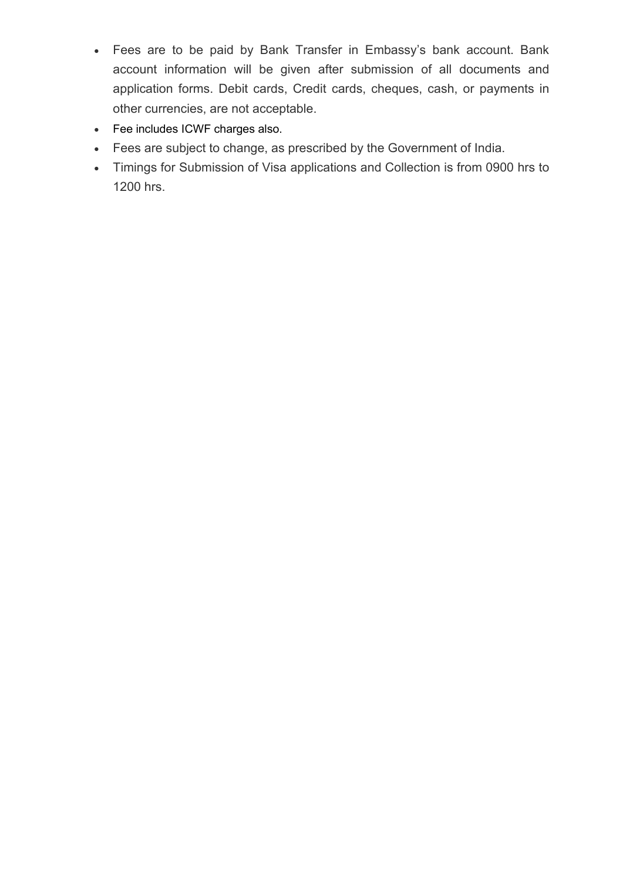- Fees are to be paid by Bank Transfer in Embassy's bank account. Bank account information will be given after submission of all documents and application forms. Debit cards, Credit cards, cheques, cash, or payments in other currencies, are not acceptable.
- Fee includes ICWF charges also.
- Fees are subject to change, as prescribed by the Government of India.
- Timings for Submission of Visa applications and Collection is from 0900 hrs to 1200 hrs.